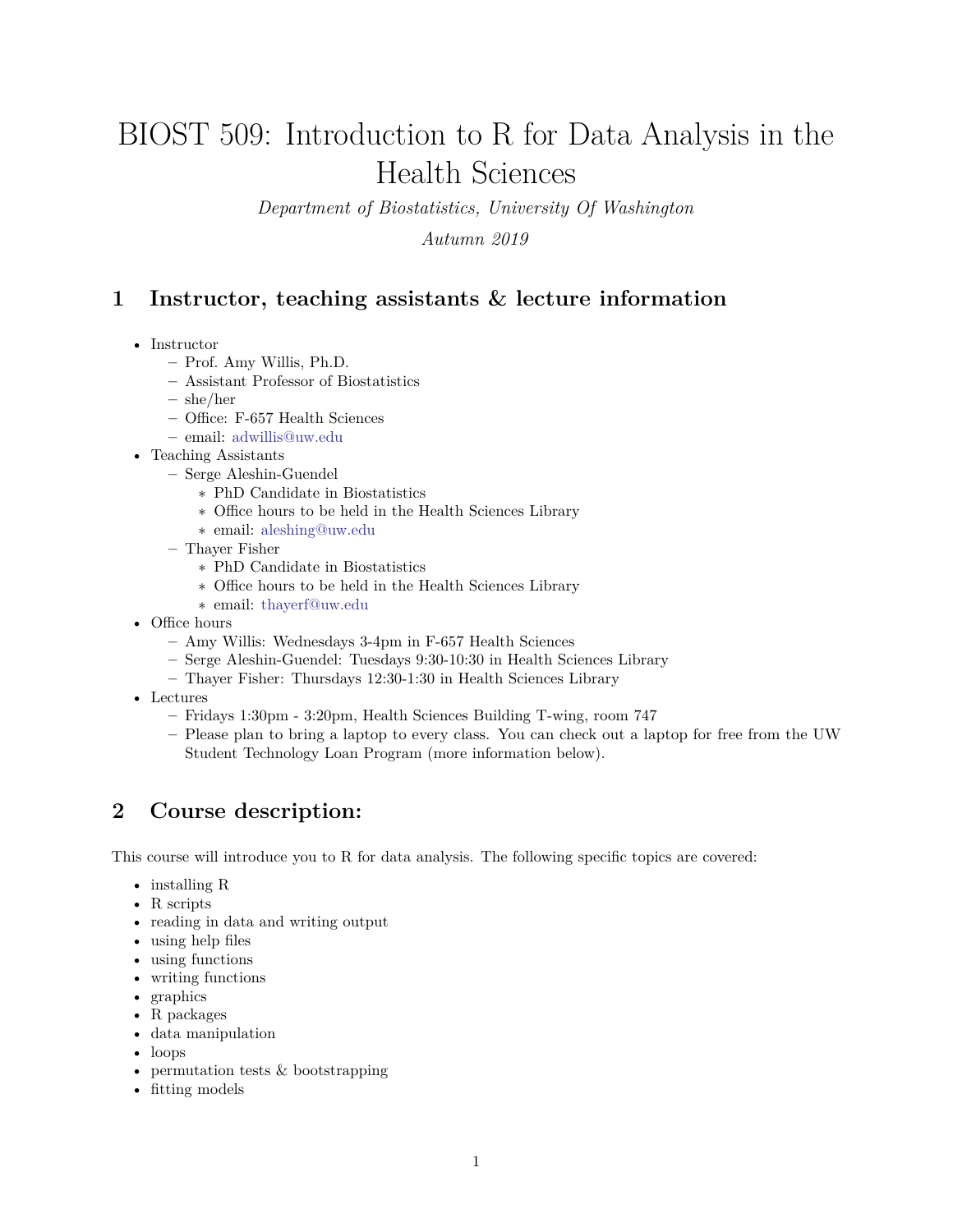# BIOST 509: Introduction to R for Data Analysis in the Health Sciences

*Department of Biostatistics, University Of Washington*

*Autumn 2019*

## 1 Instructor, teaching assistants & lecture information

- Instructor
  - Prof. Amy Willis, Ph.D.
  - Assistant Professor of Biostatistics
  - she/her
  - Office: F-657 Health Sciences
  - email: adwillis@uw.edu
- Teaching Assistants
  - Serge Aleshin-Guendel
    - PhD Candidate in Biostatistics
    - Office hours to be held in the Health Sciences Library
    - email: aleshing@uw.edu
  - Thayer Fisher
    - PhD Candidate in Biostatistics
    - Office hours to be held in the Health Sciences Library
    - email: thayerf@uw.edu
- Office hours
  - Amy Willis: Wednesdays 3-4pm in F-657 Health Sciences
  - Serge Aleshin-Guendel: Tuesdays 9:30-10:30 in Health Sciences Library
  - Thayer Fisher: Thursdays 12:30-1:30 in Health Sciences Library
- Lectures
  - Fridays 1:30pm - 3:20pm, Health Sciences Building T-wing, room 747
  - Please plan to bring a laptop to every class. You can check out a laptop for free from the UW Student Technology Loan Program (more information below).

## 2 Course description:

This course will introduce you to R for data analysis. The following specific topics are covered:

- installing R
- R scripts
- reading in data and writing output
- using help files
- using functions
- writing functions
- graphics
- R packages
- data manipulation
- loops
- permutation tests & bootstrapping
- fitting models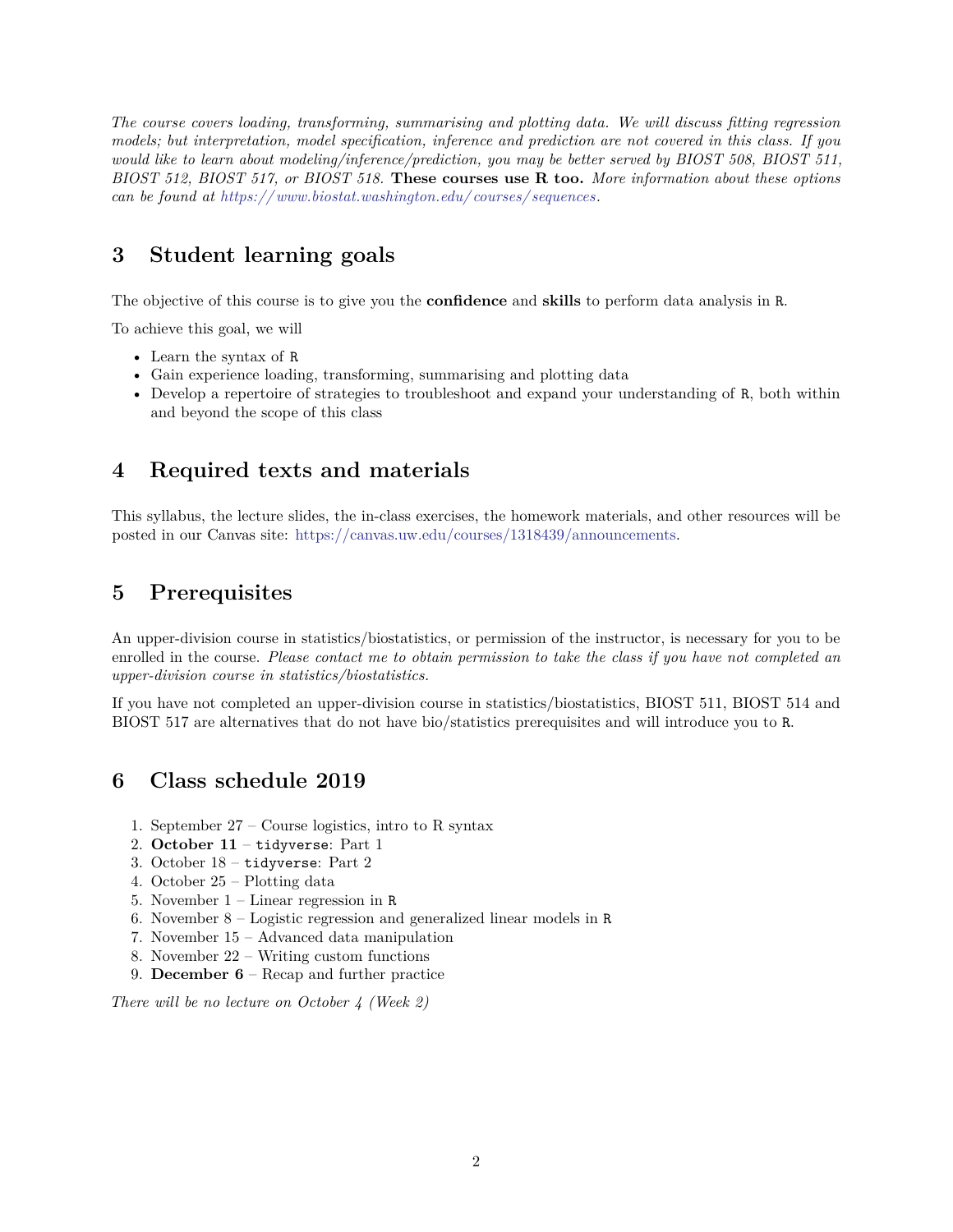*The course covers loading, transforming, summarising and plotting data. We will discuss fitting regression models; but interpretation, model specification, inference and prediction are not covered in this class. If you would like to learn about modeling/inference/prediction, you may be better served by BIOST 508, BIOST 511, BIOST 512, BIOST 517, or BIOST 518.* **These courses use R too.** *More information about these options can be found at https://www.biostat.washington.edu/courses/sequences.*

## 3 Student learning goals

The objective of this course is to give you the **confidence** and **skills** to perform data analysis in `R`.

To achieve this goal, we will

- Learn the syntax of `R`
- Gain experience loading, transforming, summarising and plotting data
- Develop a repertoire of strategies to troubleshoot and expand your understanding of `R`, both within and beyond the scope of this class

## 4 Required texts and materials

This syllabus, the lecture slides, the in-class exercises, the homework materials, and other resources will be posted in our Canvas site: https://canvas.uw.edu/courses/1318439/announcements.

## 5 Prerequisites

An upper-division course in statistics/biostatistics, or permission of the instructor, is necessary for you to be enrolled in the course. *Please contact me to obtain permission to take the class if you have not completed an upper-division course in statistics/biostatistics.*

If you have not completed an upper-division course in statistics/biostatistics, BIOST 511, BIOST 514 and BIOST 517 are alternatives that do not have bio/statistics prerequisites and will introduce you to `R`.

## 6 Class schedule 2019

1. September 27 – Course logistics, intro to R syntax
2. **October 11** – `tidyverse`: Part 1
3. October 18 – `tidyverse`: Part 2
4. October 25 – Plotting data
5. November 1 – Linear regression in `R`
6. November 8 – Logistic regression and generalized linear models in `R`
7. November 15 – Advanced data manipulation
8. November 22 – Writing custom functions
9. **December 6** – Recap and further practice

*There will be no lecture on October 4 (Week 2)*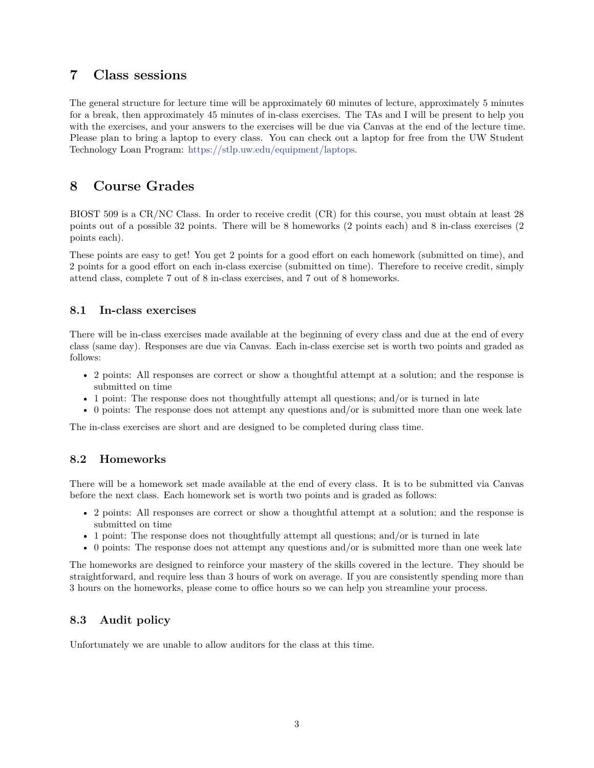# 7 Class sessions

The general structure for lecture time will be approximately 60 minutes of lecture, approximately 5 minutes for a break, then approximately 45 minutes of in-class exercises. The TAs and I will be present to help you with the exercises, and your answers to the exercises will be due via Canvas at the end of the lecture time. Please plan to bring a laptop to every class. You can check out a laptop for free from the UW Student Technology Loan Program: https://stlp.uw.edu/equipment/laptops.

# 8 Course Grades

BIOST 509 is a CR/NC Class. In order to receive credit (CR) for this course, you must obtain at least 28 points out of a possible 32 points. There will be 8 homeworks (2 points each) and 8 in-class exercises (2 points each).

These points are easy to get! You get 2 points for a good effort on each homework (submitted on time), and 2 points for a good effort on each in-class exercise (submitted on time). Therefore to receive credit, simply attend class, complete 7 out of 8 in-class exercises, and 7 out of 8 homeworks.

## 8.1 In-class exercises

There will be in-class exercises made available at the beginning of every class and due at the end of every class (same day). Responses are due via Canvas. Each in-class exercise set is worth two points and graded as follows:

- 2 points: All responses are correct or show a thoughtful attempt at a solution; and the response is submitted on time
- 1 point: The response does not thoughtfully attempt all questions; and/or is turned in late
- 0 points: The response does not attempt any questions and/or is submitted more than one week late

The in-class exercises are short and are designed to be completed during class time.

## 8.2 Homeworks

There will be a homework set made available at the end of every class. It is to be submitted via Canvas before the next class. Each homework set is worth two points and is graded as follows:

- 2 points: All responses are correct or show a thoughtful attempt at a solution; and the response is submitted on time
- 1 point: The response does not thoughtfully attempt all questions; and/or is turned in late
- 0 points: The response does not attempt any questions and/or is submitted more than one week late

The homeworks are designed to reinforce your mastery of the skills covered in the lecture. They should be straightforward, and require less than 3 hours of work on average. If you are consistently spending more than 3 hours on the homeworks, please come to office hours so we can help you streamline your process.

## 8.3 Audit policy

Unfortunately we are unable to allow auditors for the class at this time.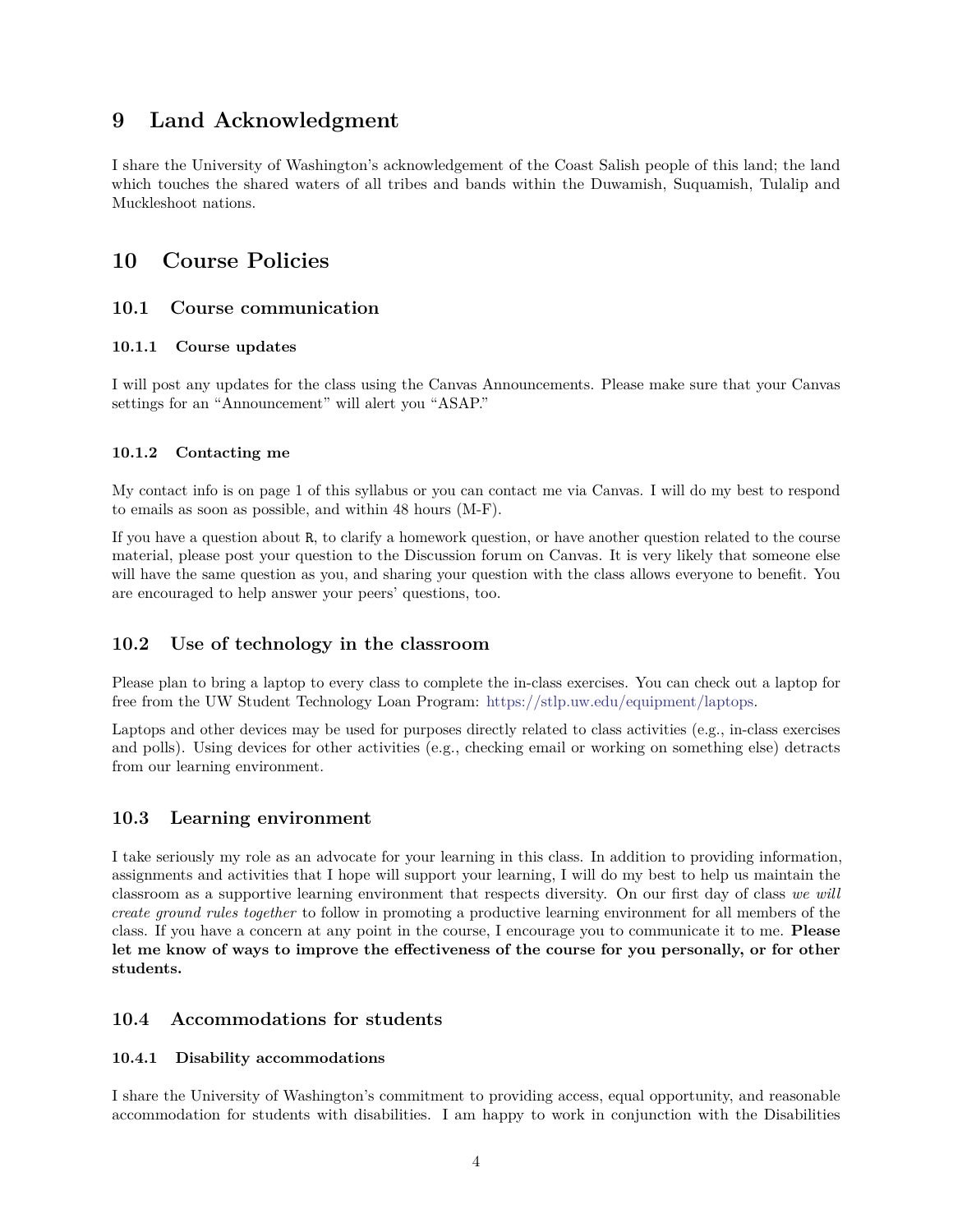## 9 Land Acknowledgment

I share the University of Washington's acknowledgement of the Coast Salish people of this land; the land which touches the shared waters of all tribes and bands within the Duwamish, Suquamish, Tulalip and Muckleshoot nations.

## 10 Course Policies

### 10.1 Course communication

#### 10.1.1 Course updates

I will post any updates for the class using the Canvas Announcements. Please make sure that your Canvas settings for an "Announcement" will alert you "ASAP."

#### 10.1.2 Contacting me

My contact info is on page 1 of this syllabus or you can contact me via Canvas. I will do my best to respond to emails as soon as possible, and within 48 hours (M-F).

If you have a question about `R`, to clarify a homework question, or have another question related to the course material, please post your question to the Discussion forum on Canvas. It is very likely that someone else will have the same question as you, and sharing your question with the class allows everyone to benefit. You are encouraged to help answer your peers' questions, too.

### 10.2 Use of technology in the classroom

Please plan to bring a laptop to every class to complete the in-class exercises. You can check out a laptop for free from the UW Student Technology Loan Program: https://stlp.uw.edu/equipment/laptops.

Laptops and other devices may be used for purposes directly related to class activities (e.g., in-class exercises and polls). Using devices for other activities (e.g., checking email or working on something else) detracts from our learning environment.

### 10.3 Learning environment

I take seriously my role as an advocate for your learning in this class. In addition to providing information, assignments and activities that I hope will support your learning, I will do my best to help us maintain the classroom as a supportive learning environment that respects diversity. On our first day of class *we will create ground rules together* to follow in promoting a productive learning environment for all members of the class. If you have a concern at any point in the course, I encourage you to communicate it to me. **Please let me know of ways to improve the effectiveness of the course for you personally, or for other students.**

### 10.4 Accommodations for students

#### 10.4.1 Disability accommodations

I share the University of Washington's commitment to providing access, equal opportunity, and reasonable accommodation for students with disabilities. I am happy to work in conjunction with the Disabilities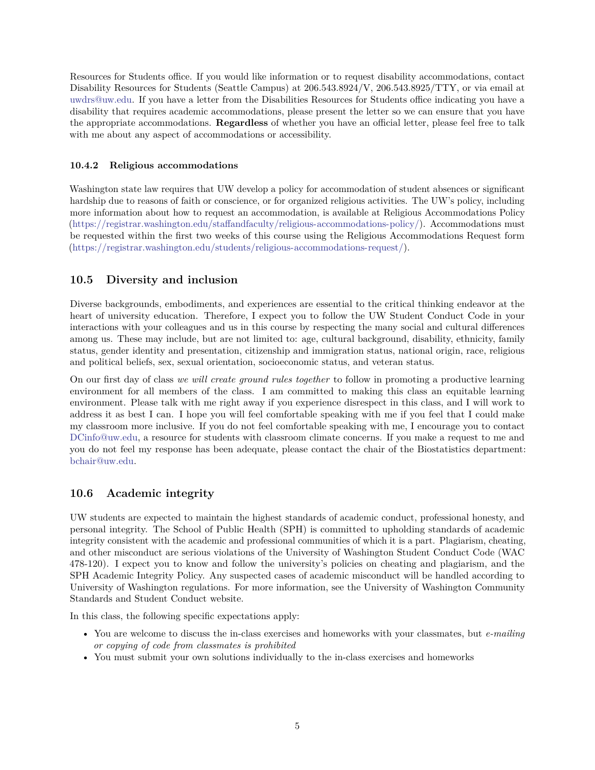Resources for Students office. If you would like information or to request disability accommodations, contact Disability Resources for Students (Seattle Campus) at 206.543.8924/V, 206.543.8925/TTY, or via email at uwdrs@uw.edu. If you have a letter from the Disabilities Resources for Students office indicating you have a disability that requires academic accommodations, please present the letter so we can ensure that you have the appropriate accommodations. **Regardless** of whether you have an official letter, please feel free to talk with me about any aspect of accommodations or accessibility.

#### 10.4.2 Religious accommodations

Washington state law requires that UW develop a policy for accommodation of student absences or significant hardship due to reasons of faith or conscience, or for organized religious activities. The UW's policy, including more information about how to request an accommodation, is available at Religious Accommodations Policy (https://registrar.washington.edu/staffandfaculty/religious-accommodations-policy/). Accommodations must be requested within the first two weeks of this course using the Religious Accommodations Request form (https://registrar.washington.edu/students/religious-accommodations-request/).

### 10.5 Diversity and inclusion

Diverse backgrounds, embodiments, and experiences are essential to the critical thinking endeavor at the heart of university education. Therefore, I expect you to follow the UW Student Conduct Code in your interactions with your colleagues and us in this course by respecting the many social and cultural differences among us. These may include, but are not limited to: age, cultural background, disability, ethnicity, family status, gender identity and presentation, citizenship and immigration status, national origin, race, religious and political beliefs, sex, sexual orientation, socioeconomic status, and veteran status.

On our first day of class *we will create ground rules together* to follow in promoting a productive learning environment for all members of the class. I am committed to making this class an equitable learning environment. Please talk with me right away if you experience disrespect in this class, and I will work to address it as best I can. I hope you will feel comfortable speaking with me if you feel that I could make my classroom more inclusive. If you do not feel comfortable speaking with me, I encourage you to contact DCinfo@uw.edu, a resource for students with classroom climate concerns. If you make a request to me and you do not feel my response has been adequate, please contact the chair of the Biostatistics department: bchair@uw.edu.

### 10.6 Academic integrity

UW students are expected to maintain the highest standards of academic conduct, professional honesty, and personal integrity. The School of Public Health (SPH) is committed to upholding standards of academic integrity consistent with the academic and professional communities of which it is a part. Plagiarism, cheating, and other misconduct are serious violations of the University of Washington Student Conduct Code (WAC 478-120). I expect you to know and follow the university's policies on cheating and plagiarism, and the SPH Academic Integrity Policy. Any suspected cases of academic misconduct will be handled according to University of Washington regulations. For more information, see the University of Washington Community Standards and Student Conduct website.

In this class, the following specific expectations apply:

- You are welcome to discuss the in-class exercises and homeworks with your classmates, but *e-mailing or copying of code from classmates is prohibited*
- You must submit your own solutions individually to the in-class exercises and homeworks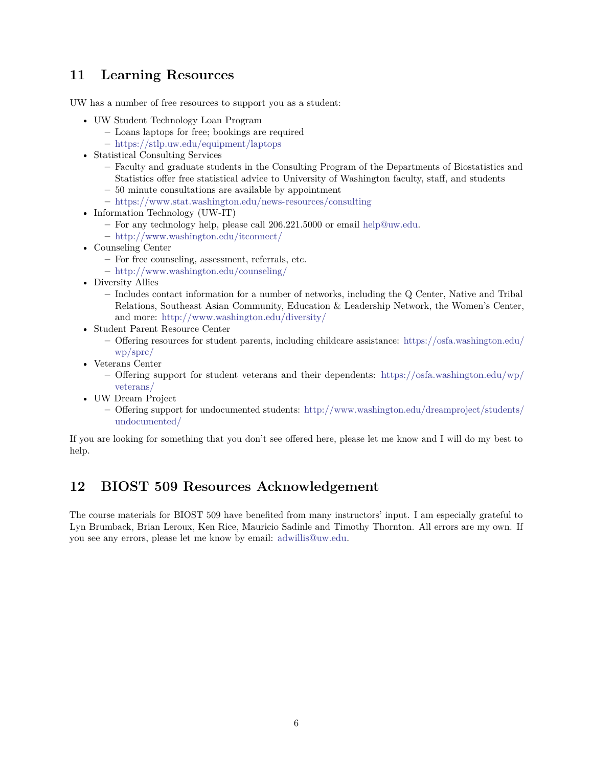## 11 Learning Resources

UW has a number of free resources to support you as a student:

- UW Student Technology Loan Program
  - Loans laptops for free; bookings are required
  - https://stlp.uw.edu/equipment/laptops
- Statistical Consulting Services
  - Faculty and graduate students in the Consulting Program of the Departments of Biostatistics and Statistics offer free statistical advice to University of Washington faculty, staff, and students
  - 50 minute consultations are available by appointment
  - https://www.stat.washington.edu/news-resources/consulting
- Information Technology (UW-IT)
  - For any technology help, please call 206.221.5000 or email help@uw.edu.
  - http://www.washington.edu/itconnect/
- Counseling Center
  - For free counseling, assessment, referrals, etc.
  - http://www.washington.edu/counseling/
- Diversity Allies
  - Includes contact information for a number of networks, including the Q Center, Native and Tribal Relations, Southeast Asian Community, Education & Leadership Network, the Women's Center, and more: http://www.washington.edu/diversity/
- Student Parent Resource Center
  - Offering resources for student parents, including childcare assistance: https://osfa.washington.edu/wp/sprc/
- Veterans Center
  - Offering support for student veterans and their dependents: https://osfa.washington.edu/wp/veterans/
- UW Dream Project
  - Offering support for undocumented students: http://www.washington.edu/dreamproject/students/undocumented/

If you are looking for something that you don't see offered here, please let me know and I will do my best to help.

## 12 BIOST 509 Resources Acknowledgement

The course materials for BIOST 509 have benefited from many instructors' input. I am especially grateful to Lyn Brumback, Brian Leroux, Ken Rice, Mauricio Sadinle and Timothy Thornton. All errors are my own. If you see any errors, please let me know by email: adwillis@uw.edu.